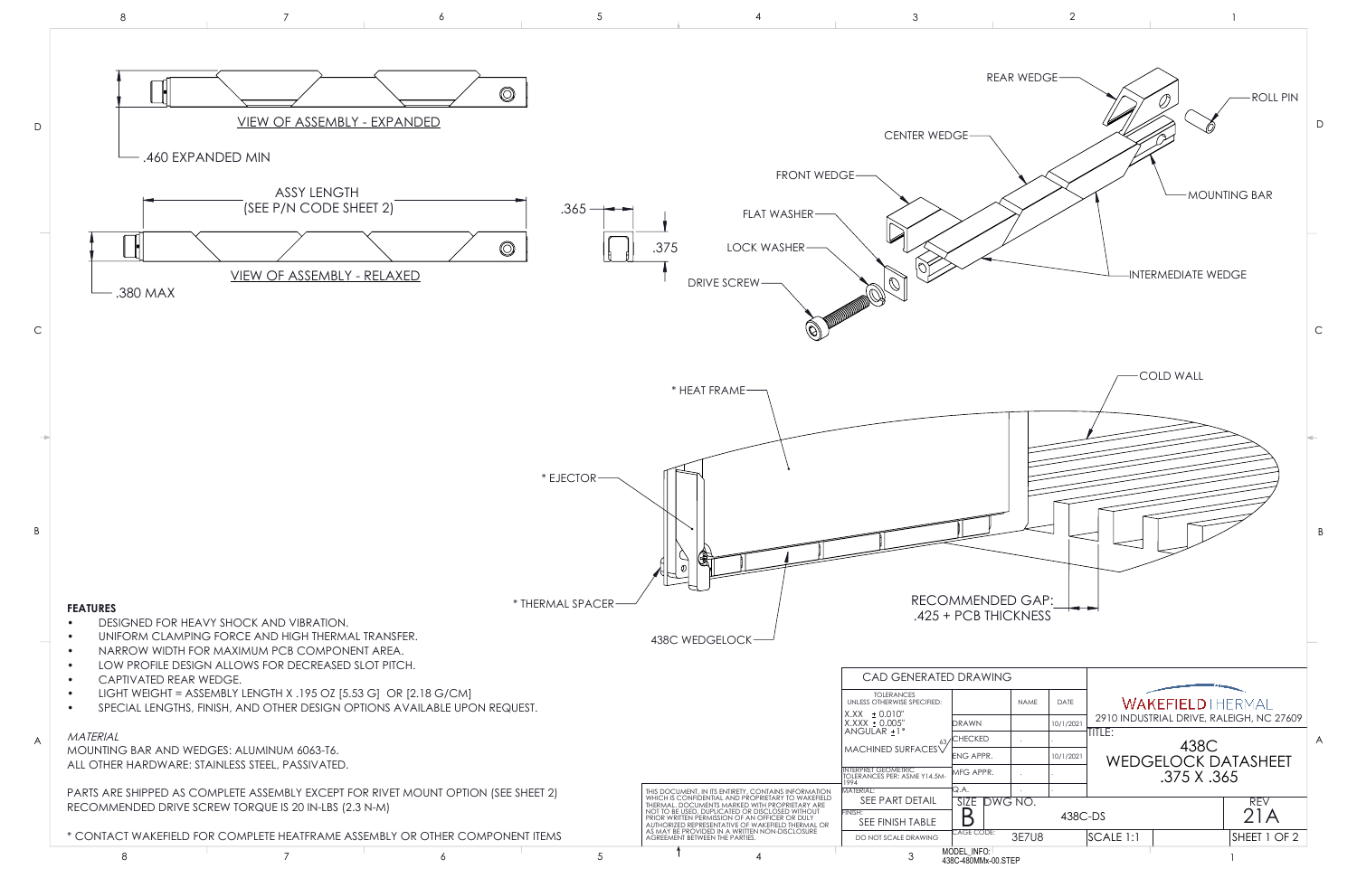VIEW OF ASSEMBLY - EXPANDED

.460 EXPANDED MIN

ASSY LENGTH
(SEE P/N CODE SHEET 2)

VIEW OF ASSEMBLY - RELAXED

.380 MAX

.365

.375

REAR WEDGE

ROLL PIN

CENTER WEDGE

FRONT WEDGE

MOUNTING BAR

FLAT WASHER

LOCK WASHER

DRIVE SCREW

INTERMEDIATE WEDGE

COLD WALL

* HEAT FRAME

* EJECTOR

* THERMAL SPACER

438C WEDGELOCK

RECOMMENDED GAP:
.425 + PCB THICKNESS

**FEATURES**

- DESIGNED FOR HEAVY SHOCK AND VIBRATION.
- UNIFORM CLAMPING FORCE AND HIGH THERMAL TRANSFER.
- NARROW WIDTH FOR MAXIMUM PCB COMPONENT AREA.
- LOW PROFILE DESIGN ALLOWS FOR DECREASED SLOT PITCH.
- CAPTIVATED REAR WEDGE.
- LIGHT WEIGHT = ASSEMBLY LENGTH X .195 OZ [5.53 G] OR [2.18 G/CM]
- SPECIAL LENGTHS, FINISH, AND OTHER DESIGN OPTIONS AVAILABLE UPON REQUEST.

*MATERIAL*

MOUNTING BAR AND WEDGES: ALUMINUM 6063-T6.
ALL OTHER HARDWARE: STAINLESS STEEL, PASSIVATED.

PARTS ARE SHIPPED AS COMPLETE ASSEMBLY EXCEPT FOR RIVET MOUNT OPTION (SEE SHEET 2)
RECOMMENDED DRIVE SCREW TORQUE IS 20 IN-LBS (2.3 N-M)

* CONTACT WAKEFIELD FOR COMPLETE HEATFRAME ASSEMBLY OR OTHER COMPONENT ITEMS

THIS DOCUMENT, IN ITS ENTIRETY, CONTAINS INFORMATION WHICH IS CONFIDENTIAL AND PROPRIETARY TO WAKEFIELD THERMAL. DOCUMENTS MARKED WITH PROPRIETARY ARE NOT TO BE USED, DUPLICATED OR DISCLOSED WITHOUT PRIOR WRITTEN PERMISSION OF AN OFFICER OR DULY AUTHORIZED REPRESENTATIVE OF WAKEFIELD THERMAL OR AS MAY BE PROVIDED IN A WRITTEN NON-DISCLOSURE AGREEMENT BETWEEN THE PARTIES.

| CAD GENERATED DRAWING | | | |
|---|---|---|---|
| TOLERANCES UNLESS OTHERWISE SPECIFIED: X.XX ± 0.010" X.XXX ± 0.005" ANGULAR ±1° | | NAME | DATE |
| | DRAWN | | 10/1/2021 |
| MACHINED SURFACES 63 | CHECKED | . | . |
| | ENG APPR. | | 10/1/2021 |
| INTERPRET GEOMETRIC TOLERANCES PER: ASME Y14.5M-1994 | MFG APPR. | . | . |
| MATERIAL: SEE PART DETAIL | Q.A. | . | . |
| FINISH: SEE FINISH TABLE | SIZE: B | DWG NO. 438C-DS | |
| DO NOT SCALE DRAWING | CAGE CODE: 3E7U8 | | |

WAKEFIELD | HERVAL
2910 INDUSTRIAL DRIVE, RALEIGH, NC 27609

TITLE: 438C WEDGELOCK DATASHEET .375 X .365

REV 21A

SCALE 1:1

SHEET 1 OF 2

MODEL_INFO: 438C-480MMx-00.STEP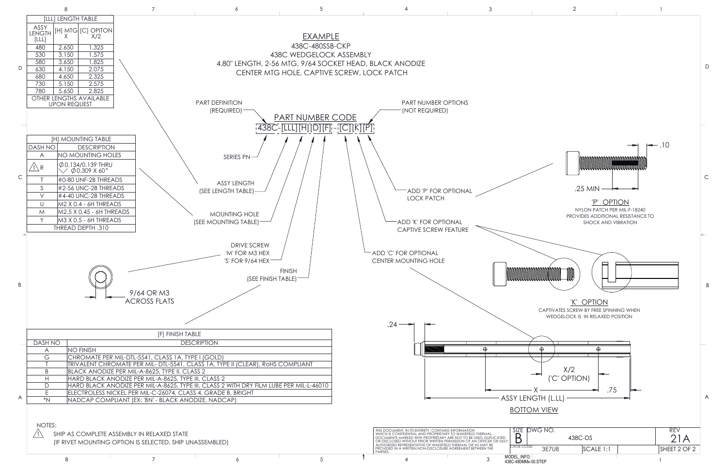## [LLL] LENGTH TABLE

| ASSY LENGTH [LLL] | [H] MTG X | [C] OPITON X/2 |
|---|---|---|
| 480 | 2.650 | 1.325 |
| 530 | 3.150 | 1.575 |
| 580 | 3.650 | 1.825 |
| 630 | 4.150 | 2.075 |
| 680 | 4.650 | 2.325 |
| 730 | 5.150 | 2.575 |
| 780 | 5.650 | 2.825 |
| OTHER LENGTHS AVAILABLE UPON REQUEST | | |

## EXAMPLE

438C-480SSB-CKP

438C WEDGELOCK ASSEMBLY

4.80" LENGTH, 2-56 MTG, 9/64 SOCKET HEAD, BLACK ANODIZE

CENTER MTG HOLE, CAPTIVE SCREW, LOCK PATCH

## PART NUMBER CODE

438C-[LLL][H][D][F]-[C][K][P]

- PART DEFINITION (REQUIRED)
- PART NUMBER OPTIONS (NOT REQUIRED)
- SERIES PN
- ASSY LENGTH (SEE LENGTH TABLE)
- MOUNTING HOLE (SEE MOUNTING TABLE)
- DRIVE SCREW 'M' FOR M3 HEX 'S' FOR 9/64 HEX
- FINISH (SEE FINISH TABLE)
- ADD 'C' FOR OPTIONAL CENTER MOUNTING HOLE
- ADD 'K' FOR OPTIONAL CAPTIVE SCREW FEATURE
- ADD 'P' FOR OPTIONAL LOCK PATCH

## [H] MOUNTING TABLE

| DASH NO | DESCRIPTION |
|---|---|
| A | NO MOUNTING HOLES |
| R (note 1) | ∅0.134/0.139 THRU ∅0.309 X 60° |
| T | #0-80 UNF-2B THREADS |
| S | #2-56 UNC-2B THREADS |
| V | #4-40 UNC-2B THREADS |
| U | M2 X 0.4 - 6H THREADS |
| M | M2.5 X 0.45 - 6H THREADS |
| Y | M3 X 0.5 - 6H THREADS |
| THREAD DEPTH .310 | |

9/64 OR M3 ACROSS FLATS

## 'P' OPTION

.10

.25 MIN

NYLON PATCH PER MIL-F-18240 PROVIDES ADDITIONAL RESISTANCE TO SHOCK AND VIBRATION

## 'K' OPTION

CAPTIVATES SCREW BY FREE SPINNING WHEN WEDGELOCK IS IN RELAXED POSITION

## BOTTOM VIEW

.24

X/2 ('C' OPTION)

X

.75

ASSY LENGTH (L.LL)

## [F] FINISH TABLE

| DASH NO | DESCRIPTION |
|---|---|
| A | NO FINISH |
| G | CHROMATE PER MIL-DTL-5541, CLASS 1A, TYPE I (GOLD) |
| T | TRIVALENT CHROMATE PER MIL- DTL-5541, CLASS 1A, TYPE II (CLEAR), RoHS COMPLIANT |
| B | BLACK ANODIZE PER MIL-A-8625, TYPE II, CLASS 2 |
| H | HARD BLACK ANODIZE PER MIL-A-8625, TYPE III, CLASS 2 |
| D | HARD BLACK ANODIZE PER MIL-A-8625, TYPE III, CLASS 2 WITH DRY FILM LUBE PER MIL-L-46010 |
| E | ELECTROLESS NICKEL PER MIL-C-26074, CLASS 4, GRADE B, BRIGHT |
| *N | NADCAP COMPLIANT (EX: 'BN' - BLACK ANODIZE, NADCAP) |

NOTES:

1. SHIP AS COMPLETE ASSEMBLY IN RELAXED STATE (IF RIVET MOUNTING OPTION IS SELECTED, SHIP UNASSEMBLED)

THIS DOCUMENT, IN ITS ENTIRETY, CONTAINS INFORMATION WHICH IS CONFIDENTIAL AND PROPRIETARY TO WAKEFIELD THERMAL. DOCUMENTS MARKED WITH PROPRIETARY ARE NOT TO BE USED, DUPLICATED OR DISCLOSED WITHOUT PRIOR WRITTEN PERMISSION OF AN OFFICER OR DULY AUTHORIZED REPRESENTATIVE OF WAKEFIELD THERMAL OR AS MAY BE PROVIDED IN A WRITTEN NON-DISCLOSURE AGREEMENT BETWEEN THE PARTIES.

| SIZE | DWG NO. | | REV |
|---|---|---|---|
| B | 438C-DS | | 21A |
| CAGE CODE: 3E7U8 | SCALE 1:1 | | SHEET 2 OF 2 |

MODEL_INFO: 438C-480MMx-00.STEP